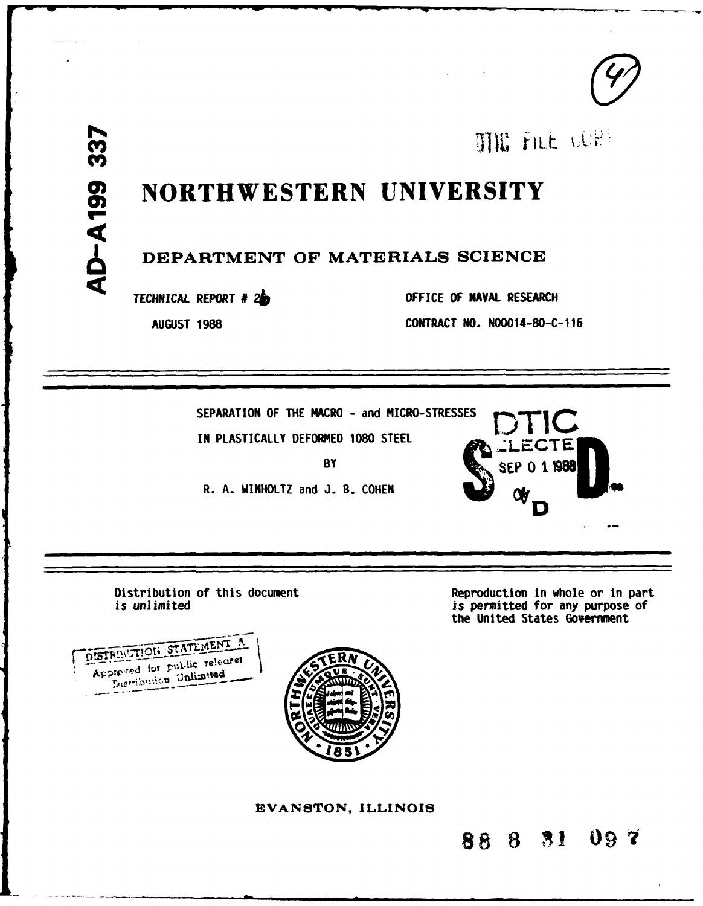AD-A199 337

DTIC FILE COPY

# NORTHWESTERN UNIVERSITY

## DEPARTMENT OF MATERIALS SCIENCE

TECHNICAL REPORT # 26

AUGUST 1988

OFFICE OF NAVAL RESEARCH

CONTRACT NO. N00014-80-C-116

---

SEPARATION OF THE MACRO - and MICRO-STRESSES

IN PLASTICALLY DEFORMED 1080 STEEL

BY

R. A. WINHOLTZ and J. B. COHEN

DTIC ELECTE SEP 0 1 1988 S D

---

Distribution of this document is *unlimited*

Reproduction in whole or in part is permitted for any purpose of the United States Government

DISTRIBUTION STATEMENT A
Approved for public release
Distribution Unlimited

EVANSTON, ILLINOIS

88 8 31 097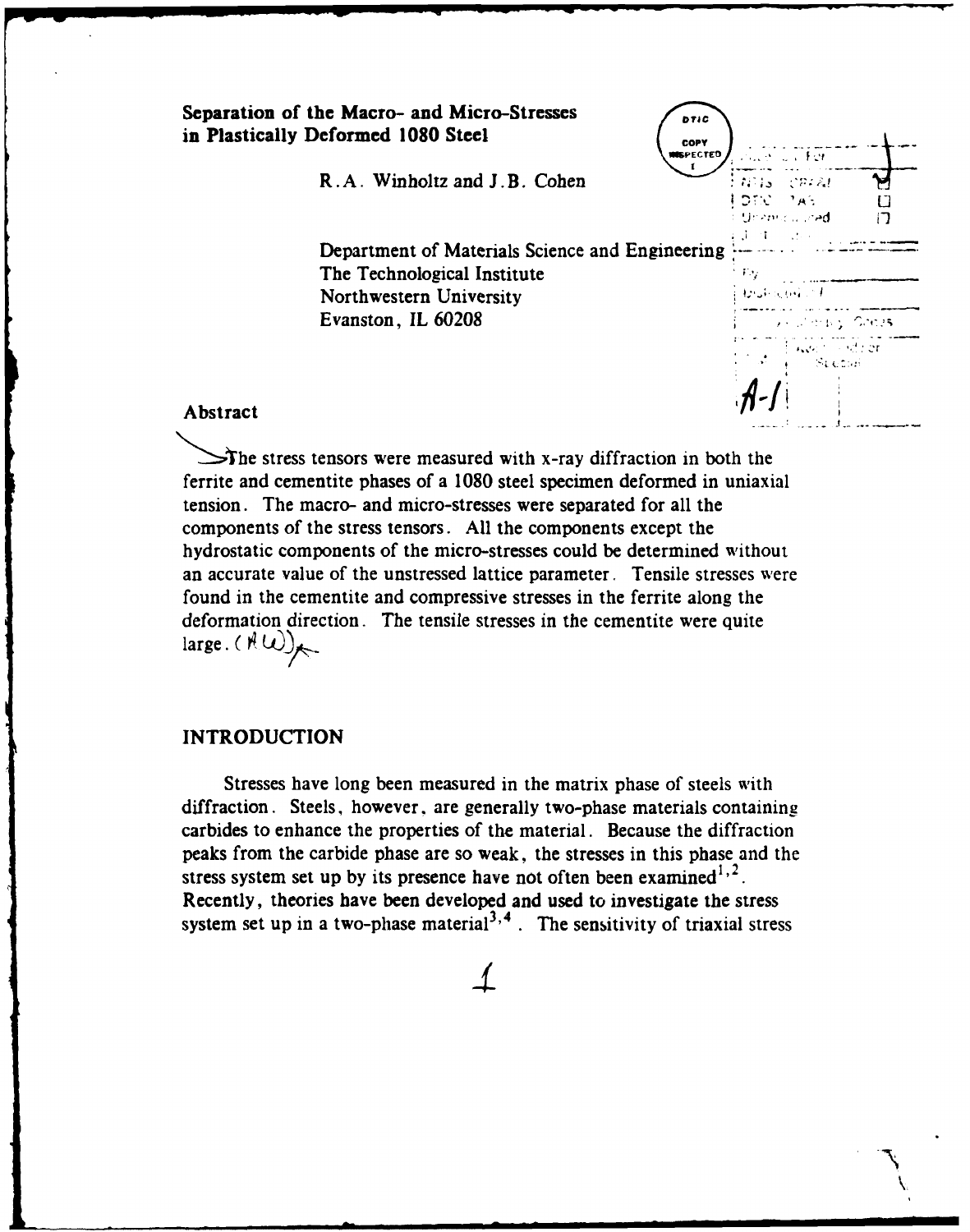**Separation of the Macro- and Micro-Stresses in Plastically Deformed 1080 Steel**

R.A. Winholtz and J.B. Cohen

Department of Materials Science and Engineering
The Technological Institute
Northwestern University
Evanston, IL 60208

## Abstract

The stress tensors were measured with x-ray diffraction in both the ferrite and cementite phases of a 1080 steel specimen deformed in uniaxial tension. The macro- and micro-stresses were separated for all the components of the stress tensors. All the components except the hydrostatic components of the micro-stresses could be determined without an accurate value of the unstressed lattice parameter. Tensile stresses were found in the cementite and compressive stresses in the ferrite along the deformation direction. The tensile stresses in the cementite were quite large.

## INTRODUCTION

Stresses have long been measured in the matrix phase of steels with diffraction. Steels, however, are generally two-phase materials containing carbides to enhance the properties of the material. Because the diffraction peaks from the carbide phase are so weak, the stresses in this phase and the stress system set up by its presence have not often been examined[1,2]. Recently, theories have been developed and used to investigate the stress system set up in a two-phase material[3,4]. The sensitivity of triaxial stress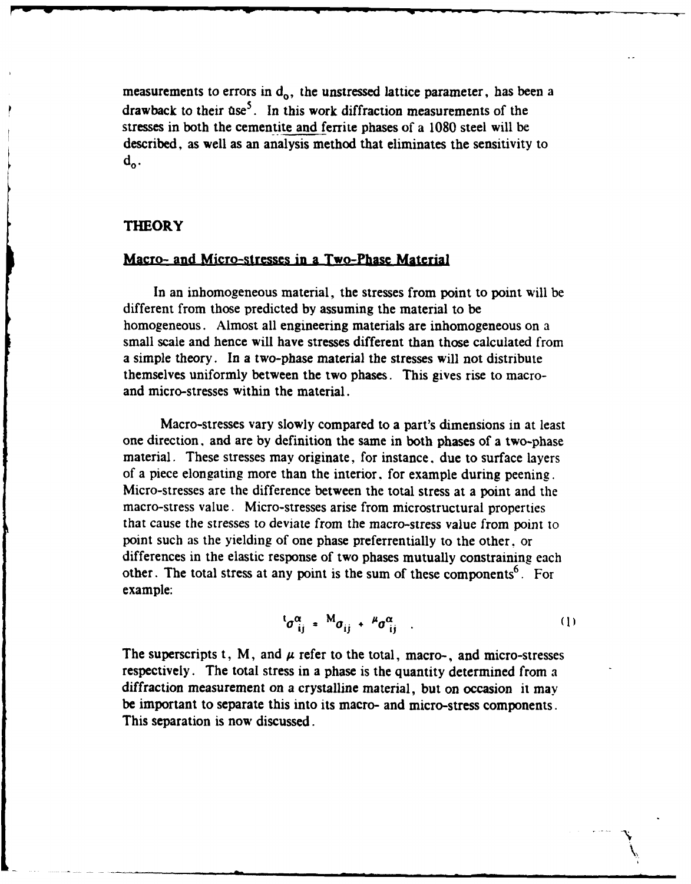measurements to errors in $d_o$, the unstressed lattice parameter, has been a drawback to their use[5]. In this work diffraction measurements of the stresses in both the cementite and ferrite phases of a 1080 steel will be described, as well as an analysis method that eliminates the sensitivity to $d_o$.

## THEORY

### Macro- and Micro-stresses in a Two-Phase Material

In an inhomogeneous material, the stresses from point to point will be different from those predicted by assuming the material to be homogeneous. Almost all engineering materials are inhomogeneous on a small scale and hence will have stresses different than those calculated from a simple theory. In a two-phase material the stresses will not distribute themselves uniformly between the two phases. This gives rise to macro- and micro-stresses within the material.

Macro-stresses vary slowly compared to a part's dimensions in at least one direction, and are by definition the same in both phases of a two-phase material. These stresses may originate, for instance, due to surface layers of a piece elongating more than the interior, for example during peening. Micro-stresses are the difference between the total stress at a point and the macro-stress value. Micro-stresses arise from microstructural properties that cause the stresses to deviate from the macro-stress value from point to point such as the yielding of one phase preferrentially to the other, or differences in the elastic response of two phases mutually constraining each other. The total stress at any point is the sum of these components[6]. For example:

$$ {}^{t}\sigma^{\alpha}_{ij} = {}^{M}\sigma_{ij} + {}^{\mu}\sigma^{\alpha}_{ij} \quad . \tag{1} $$

The superscripts t, M, and $\mu$ refer to the total, macro-, and micro-stresses respectively. The total stress in a phase is the quantity determined from a diffraction measurement on a crystalline material, but on occasion it may be important to separate this into its macro- and micro-stress components. This separation is now discussed.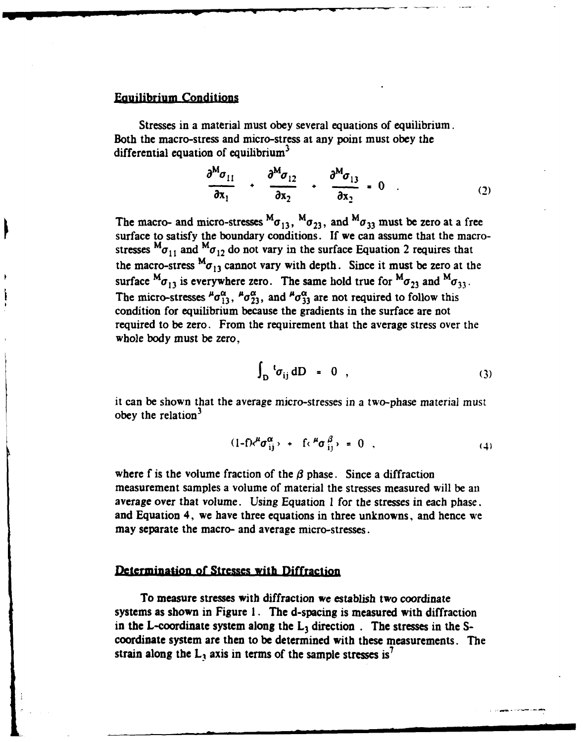## Equilibrium Conditions

Stresses in a material must obey several equations of equilibrium. Both the macro-stress and micro-stress at any point must obey the differential equation of equilibrium[3]

$$\frac{\partial^M\sigma_{11}}{\partial x_1} + \frac{\partial^M\sigma_{12}}{\partial x_2} + \frac{\partial^M\sigma_{13}}{\partial x_3} = 0 \quad . \tag{2}$$

The macro- and micro-stresses ${}^M\sigma_{13}$, ${}^M\sigma_{23}$, and ${}^M\sigma_{33}$ must be zero at a free surface to satisfy the boundary conditions. If we can assume that the macro-stresses ${}^M\sigma_{11}$ and ${}^M\sigma_{12}$ do not vary in the surface Equation 2 requires that the macro-stress ${}^M\sigma_{13}$ cannot vary with depth. Since it must be zero at the surface ${}^M\sigma_{13}$ is everywhere zero. The same hold true for ${}^M\sigma_{23}$ and ${}^M\sigma_{33}$. The micro-stresses ${}^\mu\sigma_{13}^\alpha$, ${}^\mu\sigma_{23}^\alpha$, and ${}^\mu\sigma_{33}^\alpha$ are not required to follow this condition for equilibrium because the gradients in the surface are not required to be zero. From the requirement that the average stress over the whole body must be zero,

$$\int_D {}^t\sigma_{ij}\, dD = 0 \quad , \tag{3}$$

it can be shown that the average micro-stresses in a two-phase material must obey the relation[3]

$$(1-f)\langle {}^\mu\sigma_{ij}^\alpha \rangle + f\langle {}^\mu\sigma_{ij}^\beta \rangle = 0 \quad , \tag{4}$$

where f is the volume fraction of the $\beta$ phase. Since a diffraction measurement samples a volume of material the stresses measured will be an average over that volume. Using Equation 1 for the stresses in each phase, and Equation 4, we have three equations in three unknowns, and hence we may separate the macro- and average micro-stresses.

## Determination of Stresses with Diffraction

To measure stresses with diffraction we establish two coordinate systems as shown in Figure 1. The d-spacing is measured with diffraction in the L-coordinate system along the $L_3$ direction . The stresses in the S-coordinate system are then to be determined with these measurements. The strain along the $L_3$ axis in terms of the sample stresses is[7]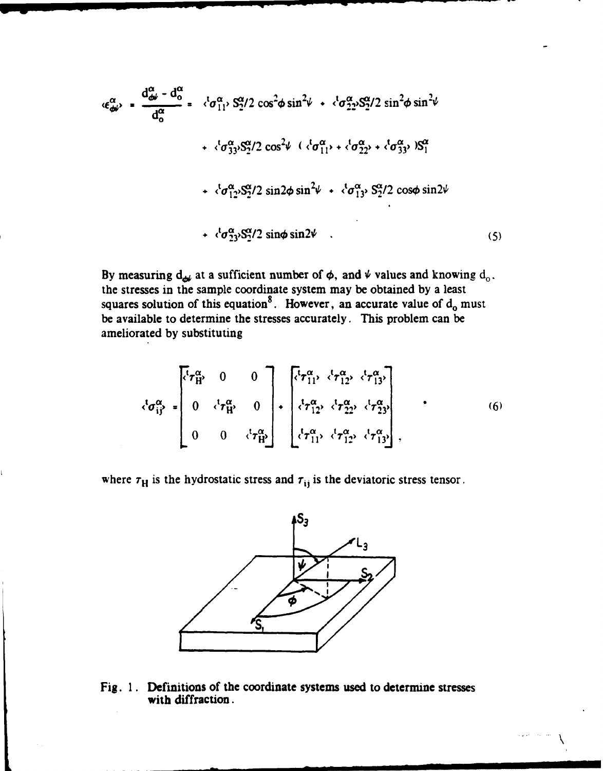$$\langle \epsilon^{\alpha}_{\phi\psi} \rangle = \frac{d^{\alpha}_{\phi\psi} - d^{\alpha}_{o}}{d^{\alpha}_{o}} = \langle {}^{t}\sigma^{\alpha}_{11} \rangle S^{\alpha}_{2}/2 \cos^{2}\phi \sin^{2}\psi + \langle {}^{t}\sigma^{\alpha}_{22} \rangle S^{\alpha}_{2}/2 \sin^{2}\phi \sin^{2}\psi$$

$$+ \langle {}^{t}\sigma^{\alpha}_{33} \rangle S^{\alpha}_{2}/2 \cos^{2}\psi \; ( \langle {}^{t}\sigma^{\alpha}_{11} \rangle + \langle {}^{t}\sigma^{\alpha}_{22} \rangle + \langle {}^{t}\sigma^{\alpha}_{33} \rangle ) S^{\alpha}_{1}$$

$$+ \langle {}^{t}\sigma^{\alpha}_{12} \rangle S^{\alpha}_{2}/2 \sin 2\phi \sin^{2}\psi + \langle {}^{t}\sigma^{\alpha}_{13} \rangle S^{\alpha}_{2}/2 \cos\phi \sin 2\psi$$

$$+ \langle {}^{t}\sigma^{\alpha}_{23} \rangle S^{\alpha}_{2}/2 \sin\phi \sin 2\psi \quad . \tag{5}$$

By measuring $d_{\phi\psi}$ at a sufficient number of $\phi$, and $\psi$ values and knowing $d_o$, the stresses in the sample coordinate system may be obtained by a least squares solution of this equation[8]. However, an accurate value of $d_o$ must be available to determine the stresses accurately. This problem can be ameliorated by substituting

$$\langle {}^{t}\sigma^{\alpha}_{ij} \rangle = \begin{bmatrix} \langle {}^{t}\tau^{\alpha}_{H} \rangle & 0 & 0 \\ 0 & \langle {}^{t}\tau^{\alpha}_{H} \rangle & 0 \\ 0 & 0 & \langle {}^{t}\tau^{\alpha}_{H} \rangle \end{bmatrix} + \begin{bmatrix} \langle {}^{t}\tau^{\alpha}_{11} \rangle & \langle {}^{t}\tau^{\alpha}_{12} \rangle & \langle {}^{t}\tau^{\alpha}_{13} \rangle \\ \langle {}^{t}\tau^{\alpha}_{12} \rangle & \langle {}^{t}\tau^{\alpha}_{22} \rangle & \langle {}^{t}\tau^{\alpha}_{23} \rangle \\ \langle {}^{t}\tau^{\alpha}_{11} \rangle & \langle {}^{t}\tau^{\alpha}_{12} \rangle & \langle {}^{t}\tau^{\alpha}_{13} \rangle \end{bmatrix} , \tag{6}$$

where $\tau_H$ is the hydrostatic stress and $\tau_{ij}$ is the deviatoric stress tensor.

Fig. 1. Definitions of the coordinate systems used to determine stresses with diffraction.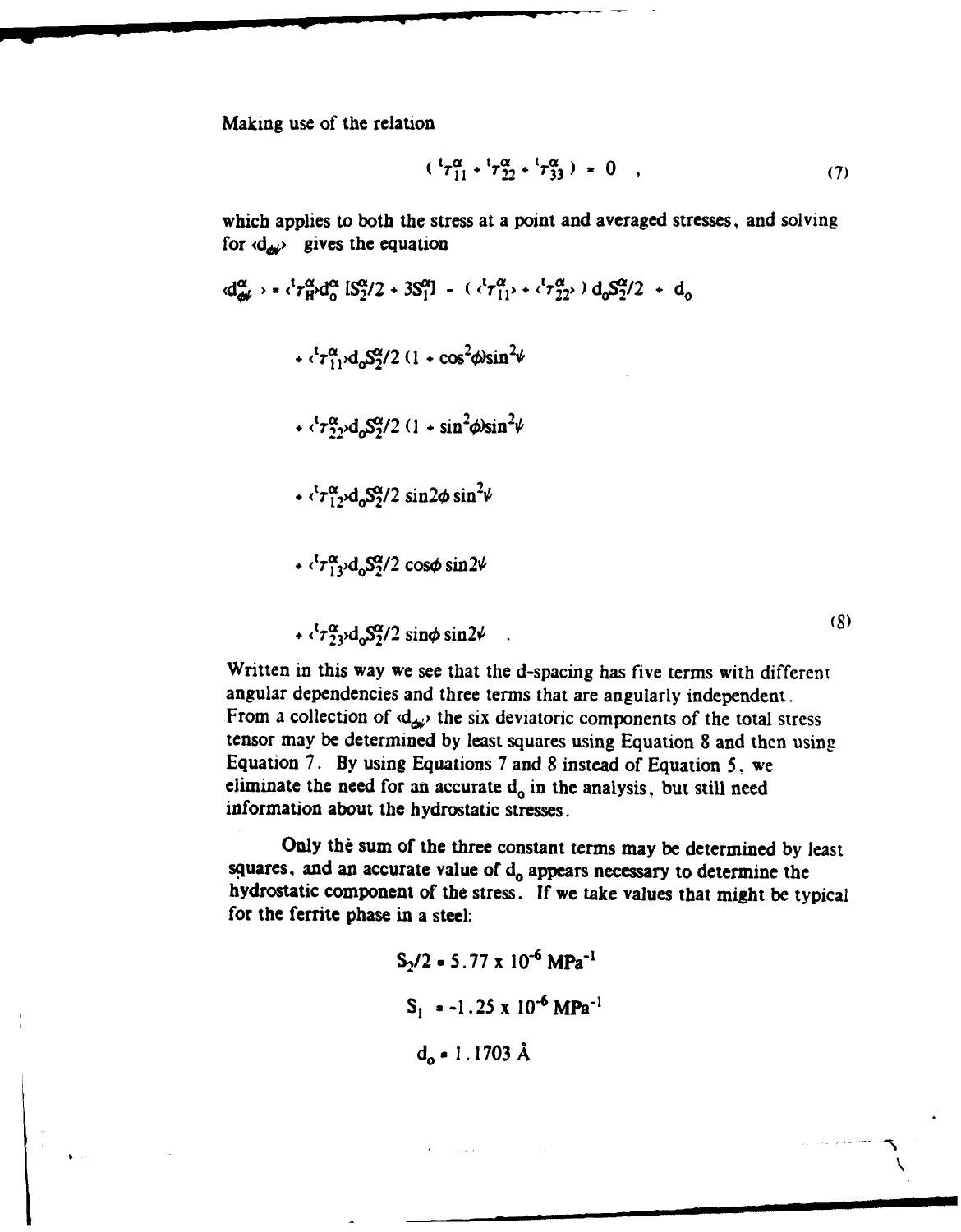Making use of the relation

$$( {}^{t}\tau_{11}^{\alpha} + {}^{t}\tau_{22}^{\alpha} + {}^{t}\tau_{33}^{\alpha} ) = 0 \quad , \tag{7}$$

which applies to both the stress at a point and averaged stresses, and solving for $\langle d_{\phi\psi} \rangle$ gives the equation

$$\begin{aligned}
\langle d_{\phi\psi}^{\alpha} \rangle = \langle {}^{t}\tau_{H}^{\alpha} \rangle d_{o}^{\alpha} [S_{2}^{\alpha}/2 + 3S_{1}^{\alpha}] - ( \langle {}^{t}\tau_{11}^{\alpha} \rangle + \langle {}^{t}\tau_{22}^{\alpha} \rangle ) d_{o} S_{2}^{\alpha}/2 + d_{o} \\
+ \langle {}^{t}\tau_{11}^{\alpha} \rangle d_{o} S_{2}^{\alpha}/2 \, (1 + \cos^{2}\phi) \sin^{2}\psi \\
+ \langle {}^{t}\tau_{22}^{\alpha} \rangle d_{o} S_{2}^{\alpha}/2 \, (1 + \sin^{2}\phi) \sin^{2}\psi \\
+ \langle {}^{t}\tau_{12}^{\alpha} \rangle d_{o} S_{2}^{\alpha}/2 \, \sin 2\phi \sin^{2}\psi \\
+ \langle {}^{t}\tau_{13}^{\alpha} \rangle d_{o} S_{2}^{\alpha}/2 \, \cos\phi \sin 2\psi \\
+ \langle {}^{t}\tau_{23}^{\alpha} \rangle d_{o} S_{2}^{\alpha}/2 \, \sin\phi \sin 2\psi \quad .
\end{aligned} \tag{8}$$

Written in this way we see that the d-spacing has five terms with different angular dependencies and three terms that are angularly independent. From a collection of $\langle d_{\phi\psi} \rangle$ the six deviatoric components of the total stress tensor may be determined by least squares using Equation 8 and then using Equation 7. By using Equations 7 and 8 instead of Equation 5, we eliminate the need for an accurate $d_o$ in the analysis, but still need information about the hydrostatic stresses.

Only the sum of the three constant terms may be determined by least squares, and an accurate value of $d_o$ appears necessary to determine the hydrostatic component of the stress. If we take values that might be typical for the ferrite phase in a steel:

$$S_2/2 = 5.77 \times 10^{-6} \text{ MPa}^{-1}$$

$$S_1 = -1.25 \times 10^{-6} \text{ MPa}^{-1}$$

$$d_o = 1.1703 \text{ Å}$$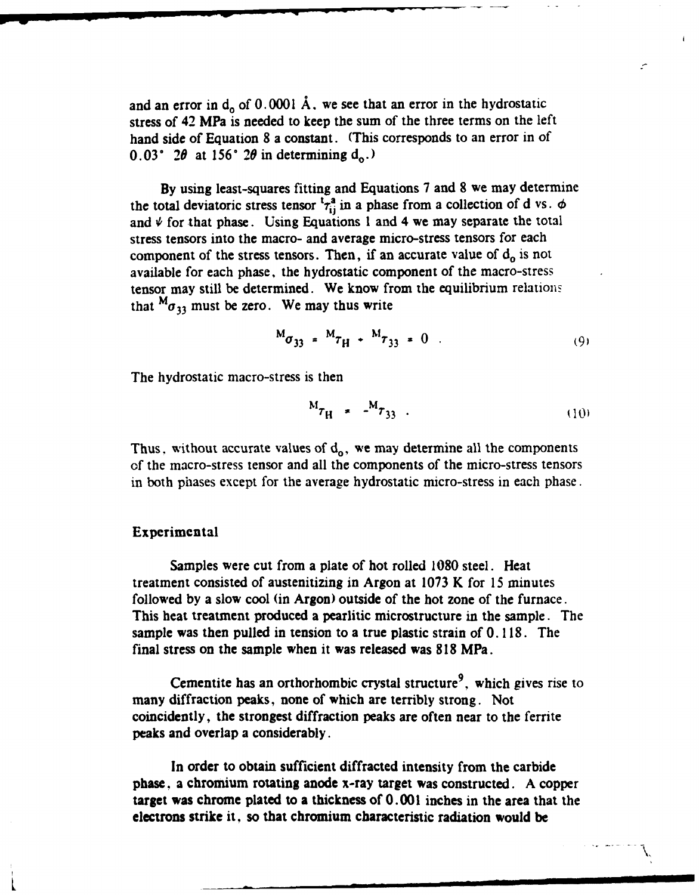and an error in $d_o$ of 0.0001 Å, we see that an error in the hydrostatic stress of 42 MPa is needed to keep the sum of the three terms on the left hand side of Equation 8 a constant. (This corresponds to an error in of 0.03° $2\theta$ at 156° $2\theta$ in determining $d_o$.)

By using least-squares fitting and Equations 7 and 8 we may determine the total deviatoric stress tensor ${}^{t}\tau^{a}_{ij}$ in a phase from a collection of d vs. $\phi$ and $\psi$ for that phase. Using Equations 1 and 4 we may separate the total stress tensors into the macro- and average micro-stress tensors for each component of the stress tensors. Then, if an accurate value of $d_o$ is not available for each phase, the hydrostatic component of the macro-stress tensor may still be determined. We know from the equilibrium relations that ${}^{M}\sigma_{33}$ must be zero. We may thus write

$$ {}^{M}\sigma_{33} = {}^{M}\tau_{H} + {}^{M}\tau_{33} = 0 \quad . \tag{9} $$

The hydrostatic macro-stress is then

$$ {}^{M}\tau_{H} = -{}^{M}\tau_{33} \quad . \tag{10} $$

Thus, without accurate values of $d_o$, we may determine all the components of the macro-stress tensor and all the components of the micro-stress tensors in both phases except for the average hydrostatic micro-stress in each phase.

## Experimental

Samples were cut from a plate of hot rolled 1080 steel. Heat treatment consisted of austenitizing in Argon at 1073 K for 15 minutes followed by a slow cool (in Argon) outside of the hot zone of the furnace. This heat treatment produced a pearlitic microstructure in the sample. The sample was then pulled in tension to a true plastic strain of 0.118. The final stress on the sample when it was released was 818 MPa.

Cementite has an orthorhombic crystal structure[9], which gives rise to many diffraction peaks, none of which are terribly strong. Not coincidently, the strongest diffraction peaks are often near to the ferrite peaks and overlap a considerably.

In order to obtain sufficient diffracted intensity from the carbide phase, a chromium rotating anode x-ray target was constructed. A copper target was chrome plated to a thickness of 0.001 inches in the area that the electrons strike it, so that chromium characteristic radiation would be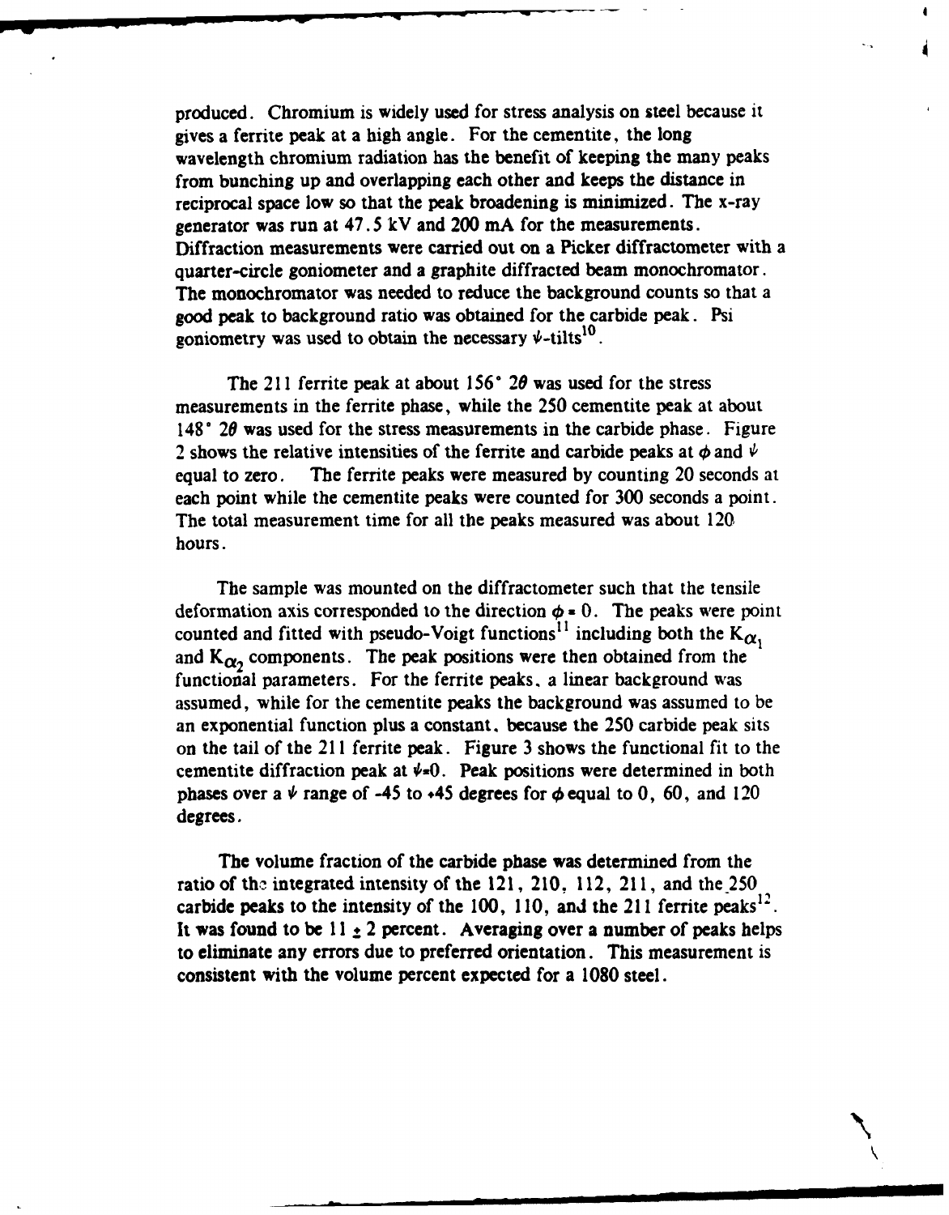produced. Chromium is widely used for stress analysis on steel because it gives a ferrite peak at a high angle. For the cementite, the long wavelength chromium radiation has the benefit of keeping the many peaks from bunching up and overlapping each other and keeps the distance in reciprocal space low so that the peak broadening is minimized. The x-ray generator was run at 47.5 kV and 200 mA for the measurements. Diffraction measurements were carried out on a Picker diffractometer with a quarter-circle goniometer and a graphite diffracted beam monochromator. The monochromator was needed to reduce the background counts so that a good peak to background ratio was obtained for the carbide peak. Psi goniometry was used to obtain the necessary $\psi$-tilts[10].

The 211 ferrite peak at about 156° $2\theta$ was used for the stress measurements in the ferrite phase, while the 250 cementite peak at about 148° $2\theta$ was used for the stress measurements in the carbide phase. Figure 2 shows the relative intensities of the ferrite and carbide peaks at $\phi$ and $\psi$ equal to zero. The ferrite peaks were measured by counting 20 seconds at each point while the cementite peaks were counted for 300 seconds a point. The total measurement time for all the peaks measured was about 120 hours.

The sample was mounted on the diffractometer such that the tensile deformation axis corresponded to the direction $\phi = 0$. The peaks were point counted and fitted with pseudo-Voigt functions[11] including both the $K_{\alpha_1}$ and $K_{\alpha_2}$ components. The peak positions were then obtained from the functional parameters. For the ferrite peaks, a linear background was assumed, while for the cementite peaks the background was assumed to be an exponential function plus a constant, because the 250 carbide peak sits on the tail of the 211 ferrite peak. Figure 3 shows the functional fit to the cementite diffraction peak at $\psi=0$. Peak positions were determined in both phases over a $\psi$ range of -45 to +45 degrees for $\phi$ equal to 0, 60, and 120 degrees.

The volume fraction of the carbide phase was determined from the ratio of the integrated intensity of the 121, 210, 112, 211, and the 250 carbide peaks to the intensity of the 100, 110, and the 211 ferrite peaks[12]. It was found to be $11 \pm 2$ percent. Averaging over a number of peaks helps to eliminate any errors due to preferred orientation. This measurement is consistent with the volume percent expected for a 1080 steel.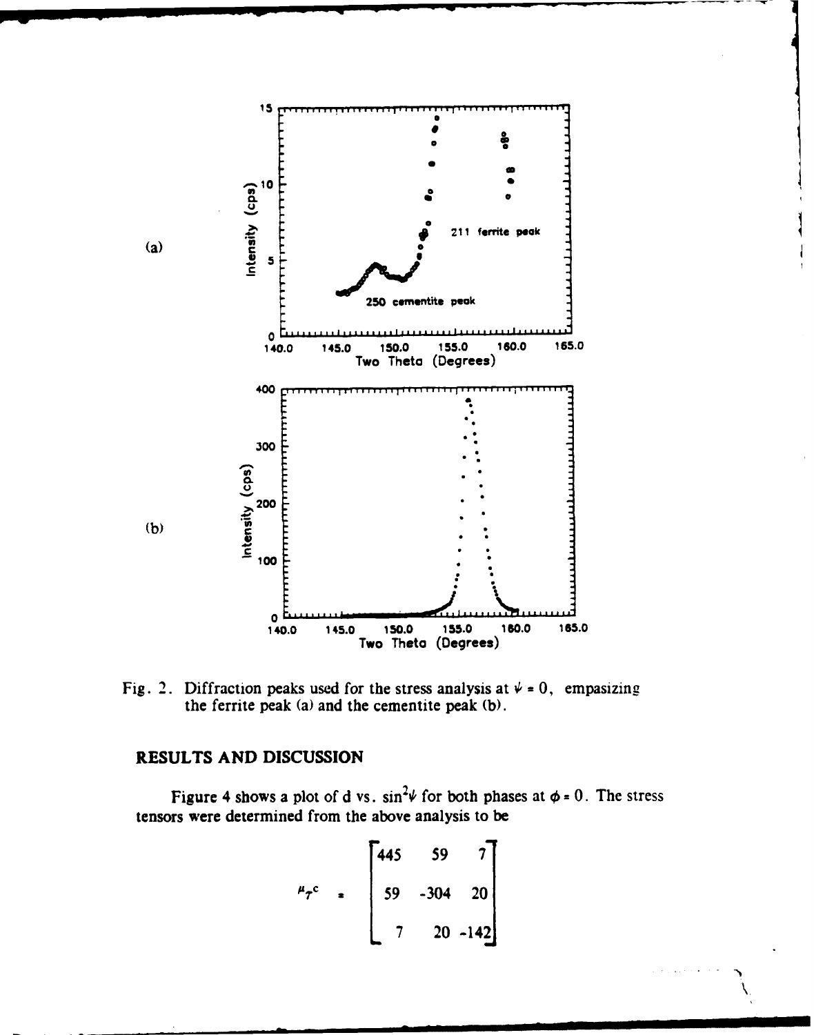Fig. 2. Diffraction peaks used for the stress analysis at $\psi = 0$, empasizing the ferrite peak (a) and the cementite peak (b).

## RESULTS AND DISCUSSION

Figure 4 shows a plot of d vs. $\sin^2\psi$ for both phases at $\phi = 0$. The stress tensors were determined from the above analysis to be

$$
{}^{\mu}\tau^{c} = \begin{bmatrix} 445 & 59 & 7 \\ 59 & -304 & 20 \\ 7 & 20 & -142 \end{bmatrix}
$$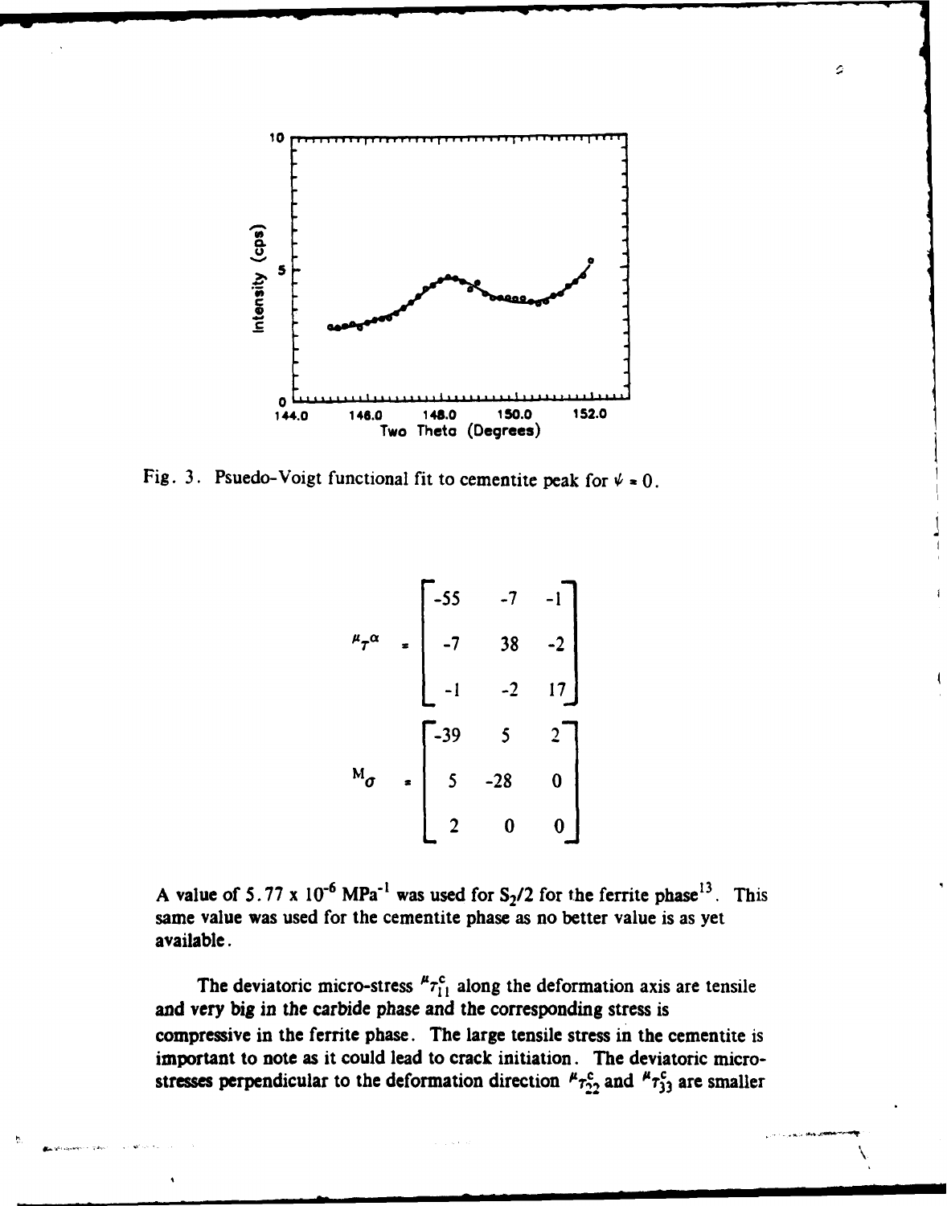Fig. 3. Psuedo-Voigt functional fit to cementite peak for $\psi = 0$.

$$
{}^{\mu}\tau^{\alpha} = \begin{bmatrix} -55 & -7 & -1 \\ -7 & 38 & -2 \\ -1 & -2 & 17 \end{bmatrix}
$$

$$
{}^{M}\sigma = \begin{bmatrix} -39 & 5 & 2 \\ 5 & -28 & 0 \\ 2 & 0 & 0 \end{bmatrix}
$$

A value of $5.77 \times 10^{-6}$ MPa$^{-1}$ was used for $S_2/2$ for the ferrite phase[13]. This same value was used for the cementite phase as no better value is as yet available.

The deviatoric micro-stress ${}^{\mu}\tau^{c}_{11}$ along the deformation axis are tensile and very big in the carbide phase and the corresponding stress is compressive in the ferrite phase. The large tensile stress in the cementite is important to note as it could lead to crack initiation. The deviatoric micro-stresses perpendicular to the deformation direction ${}^{\mu}\tau^{c}_{22}$ and ${}^{\mu}\tau^{c}_{33}$ are smaller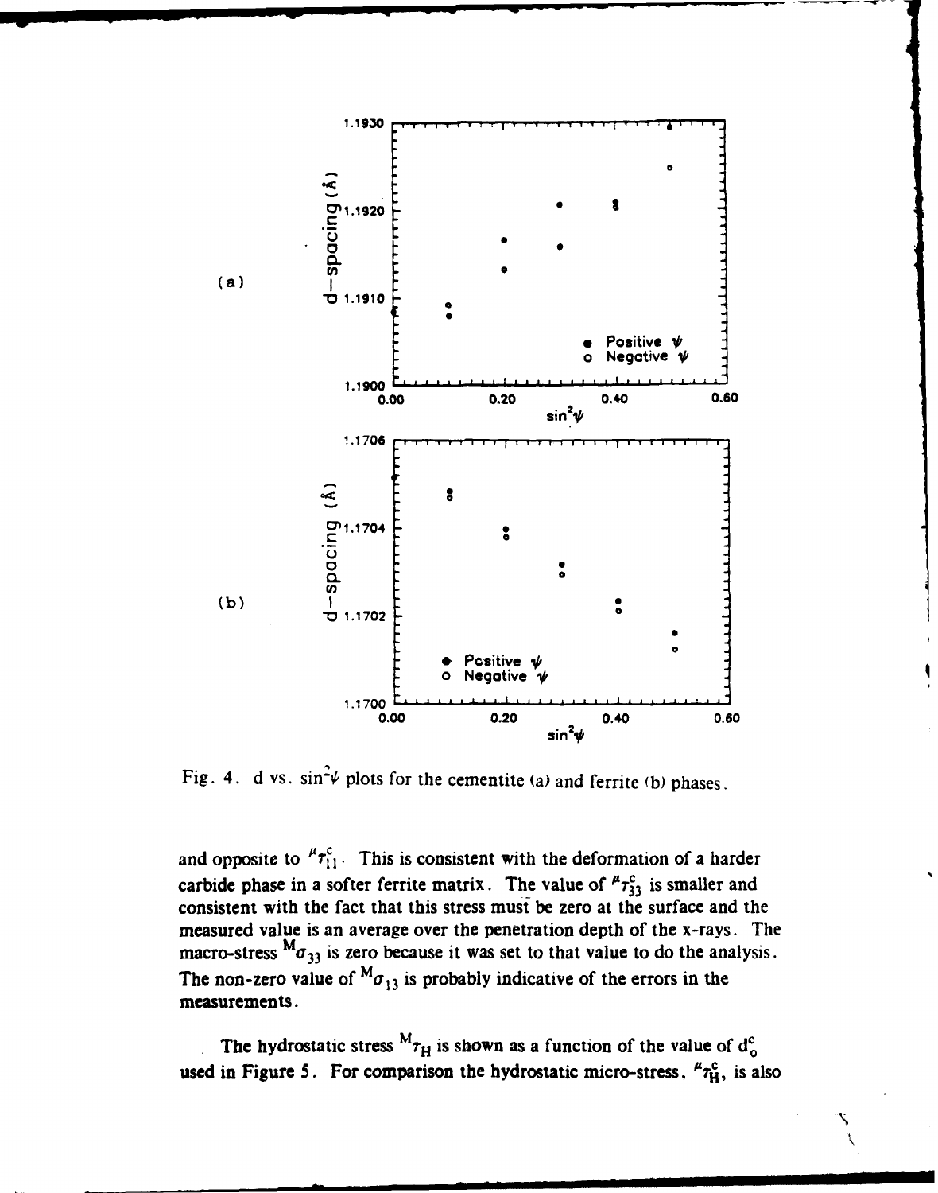Fig. 4. d vs. $\sin^2\psi$ plots for the cementite (a) and ferrite (b) phases.

and opposite to ${}^{\mu}\tau_{11}^{c}$. This is consistent with the deformation of a harder carbide phase in a softer ferrite matrix. The value of ${}^{\mu}\tau_{33}^{c}$ is smaller and consistent with the fact that this stress must be zero at the surface and the measured value is an average over the penetration depth of the x-rays. The macro-stress ${}^{M}\sigma_{33}$ is zero because it was set to that value to do the analysis. The non-zero value of ${}^{M}\sigma_{13}$ is probably indicative of the errors in the measurements.

The hydrostatic stress ${}^{M}\tau_{H}$ is shown as a function of the value of $d_o^c$ used in Figure 5. For comparison the hydrostatic micro-stress, ${}^{\mu}\tau_{H}^{c}$, is also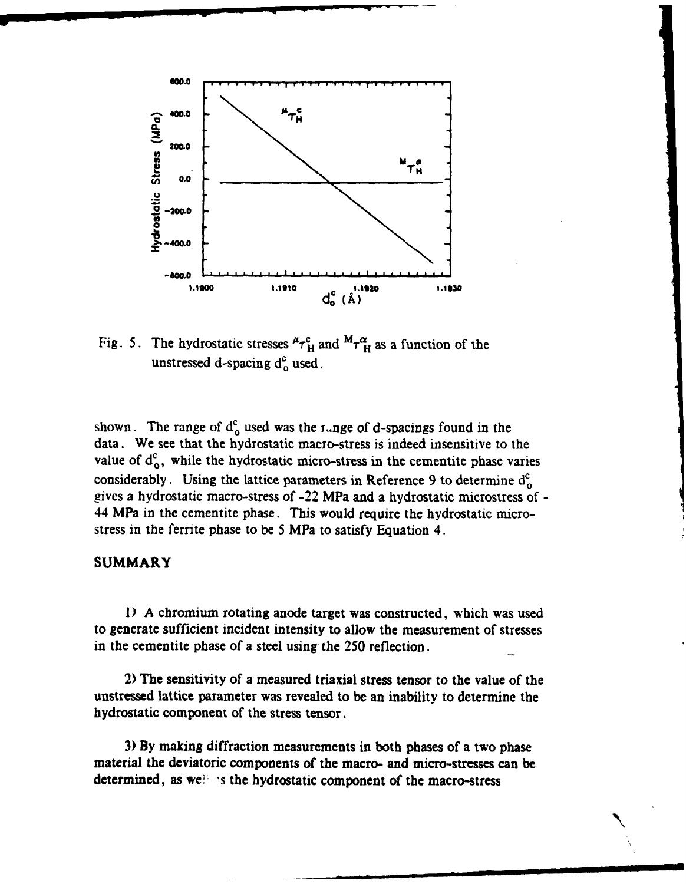Fig. 5. The hydrostatic stresses ${}^{\mu}\tau^{c}_{H}$ and ${}^{M}\tau^{\alpha}_{H}$ as a function of the unstressed d-spacing $d^{c}_{o}$ used.

shown. The range of $d^{c}_{o}$ used was the range of d-spacings found in the data. We see that the hydrostatic macro-stress is indeed insensitive to the value of $d^{c}_{o}$, while the hydrostatic micro-stress in the cementite phase varies considerably. Using the lattice parameters in Reference 9 to determine $d^{c}_{o}$ gives a hydrostatic macro-stress of -22 MPa and a hydrostatic microstress of -44 MPa in the cementite phase. This would require the hydrostatic micro-stress in the ferrite phase to be 5 MPa to satisfy Equation 4.

## SUMMARY

1) A chromium rotating anode target was constructed, which was used to generate sufficient incident intensity to allow the measurement of stresses in the cementite phase of a steel using the 250 reflection.

2) The sensitivity of a measured triaxial stress tensor to the value of the unstressed lattice parameter was revealed to be an inability to determine the hydrostatic component of the stress tensor.

3) By making diffraction measurements in both phases of a two phase material the deviatoric components of the macro- and micro-stresses can be determined, as well as the hydrostatic component of the macro-stress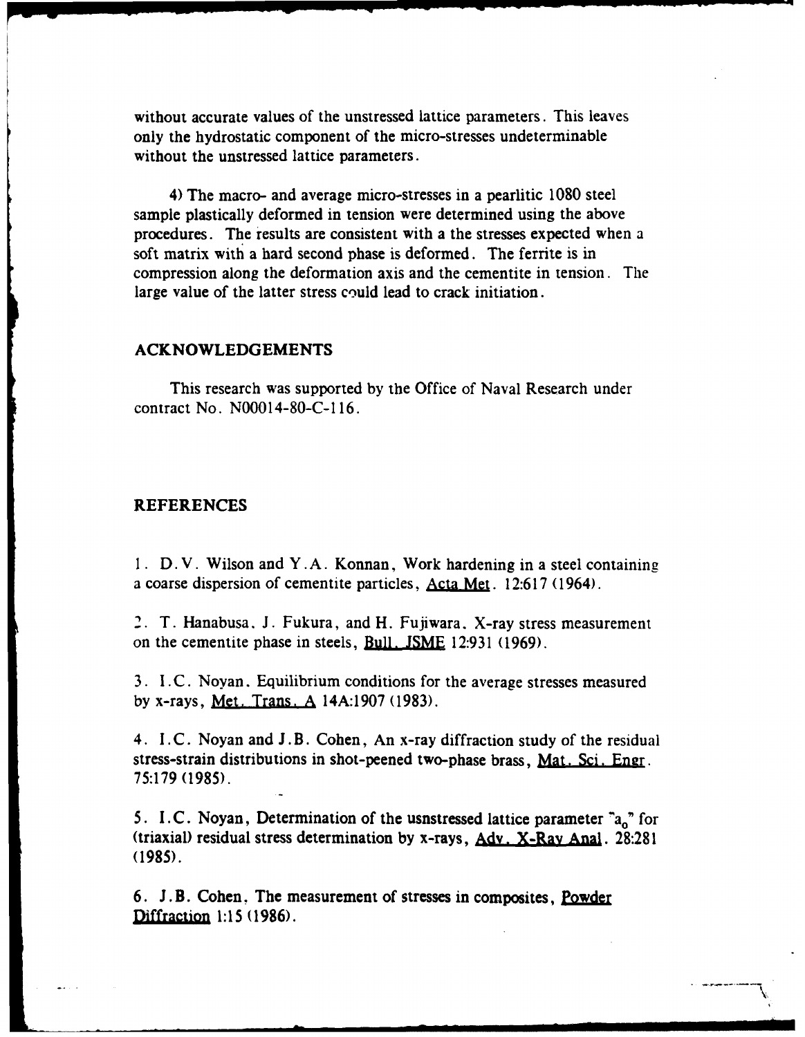without accurate values of the unstressed lattice parameters. This leaves only the hydrostatic component of the micro-stresses undeterminable without the unstressed lattice parameters.

4) The macro- and average micro-stresses in a pearlitic 1080 steel sample plastically deformed in tension were determined using the above procedures. The results are consistent with a the stresses expected when a soft matrix with a hard second phase is deformed. The ferrite is in compression along the deformation axis and the cementite in tension. The large value of the latter stress could lead to crack initiation.

## ACKNOWLEDGEMENTS

This research was supported by the Office of Naval Research under contract No. N00014-80-C-116.

## REFERENCES

1. D.V. Wilson and Y.A. Konnan, Work hardening in a steel containing a coarse dispersion of cementite particles, Acta Met. 12:617 (1964).

2. T. Hanabusa, J. Fukura, and H. Fujiwara, X-ray stress measurement on the cementite phase in steels, Bull. JSME 12:931 (1969).

3. I.C. Noyan, Equilibrium conditions for the average stresses measured by x-rays, Met. Trans. A 14A:1907 (1983).

4. I.C. Noyan and J.B. Cohen, An x-ray diffraction study of the residual stress-strain distributions in shot-peened two-phase brass, Mat. Sci. Engr. 75:179 (1985).

5. I.C. Noyan, Determination of the usnstressed lattice parameter "$a_0$" for (triaxial) residual stress determination by x-rays, Adv. X-Ray Anal. 28:281 (1985).

6. J.B. Cohen, The measurement of stresses in composites, Powder Diffraction 1:15 (1986).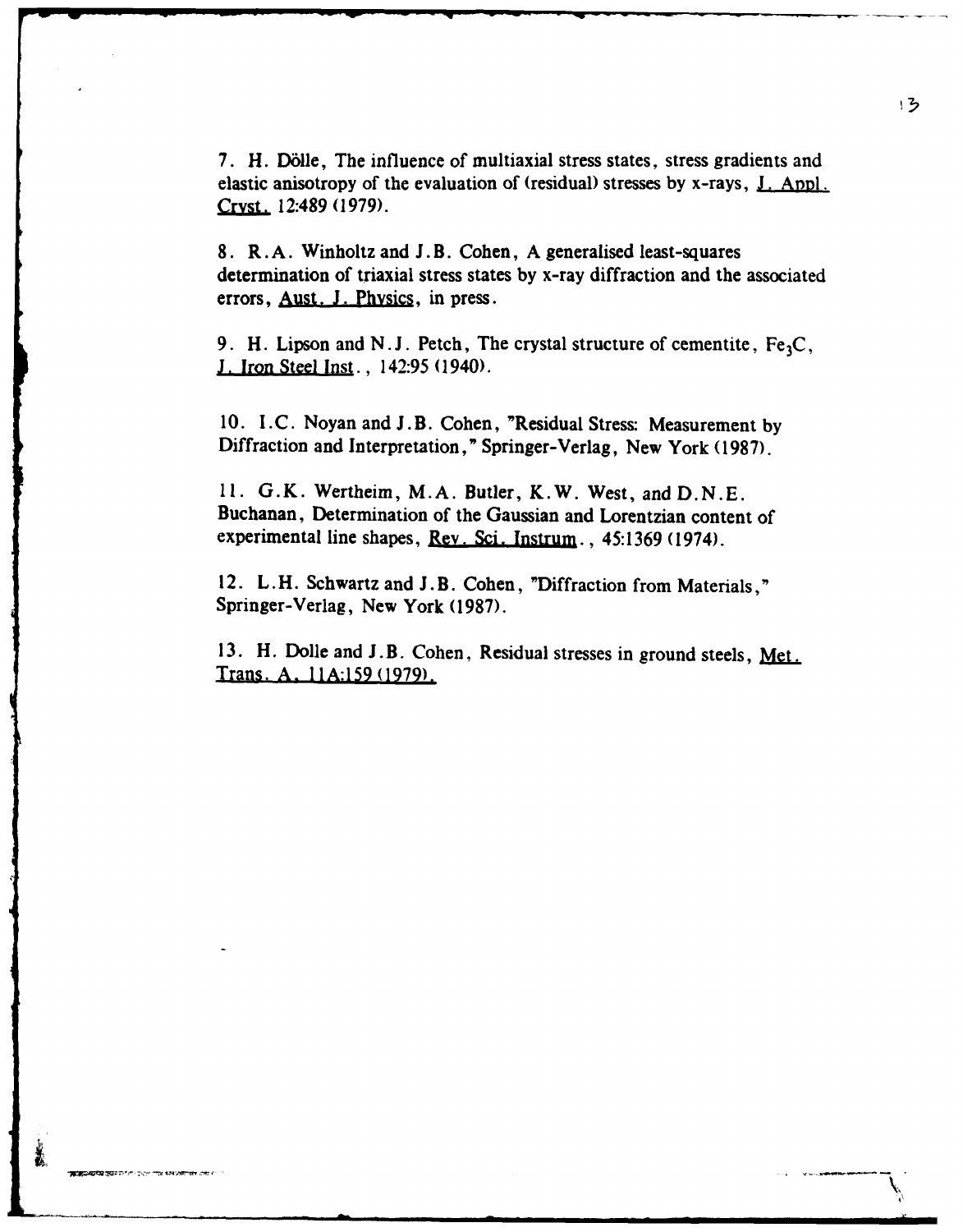7. H. Dölle, The influence of multiaxial stress states, stress gradients and elastic anisotropy of the evaluation of (residual) stresses by x-rays, J. Appl. Cryst. 12:489 (1979).

8. R.A. Winholtz and J.B. Cohen, A generalised least-squares determination of triaxial stress states by x-ray diffraction and the associated errors, Aust. J. Physics, in press.

9. H. Lipson and N.J. Petch, The crystal structure of cementite, $Fe_3C$, J. Iron Steel Inst., 142:95 (1940).

10. I.C. Noyan and J.B. Cohen, "Residual Stress: Measurement by Diffraction and Interpretation," Springer-Verlag, New York (1987).

11. G.K. Wertheim, M.A. Butler, K.W. West, and D.N.E. Buchanan, Determination of the Gaussian and Lorentzian content of experimental line shapes, Rev. Sci. Instrum., 45:1369 (1974).

12. L.H. Schwartz and J.B. Cohen, "Diffraction from Materials," Springer-Verlag, New York (1987).

13. H. Dolle and J.B. Cohen, Residual stresses in ground steels, Met. Trans. A, 11A:159 (1979).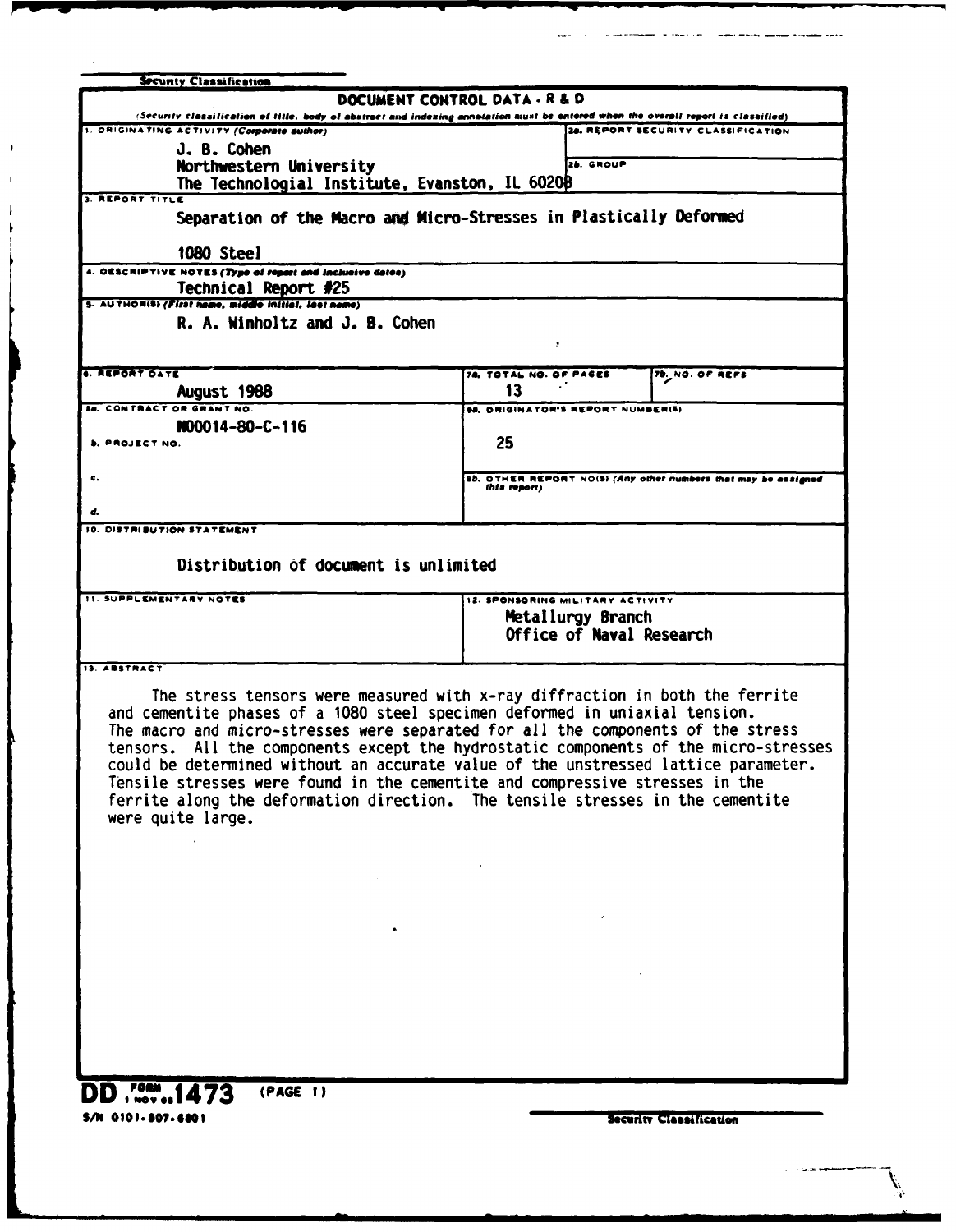Security Classification

# DOCUMENT CONTROL DATA - R & D

*(Security classification of title, body of abstract and indexing annotation must be entered when the overall report is classified)*

**1. ORIGINATING ACTIVITY (Corporate author)**

J. B. Cohen
Northwestern University
The Technologial Institute, Evanston, IL 60208

**2a. REPORT SECURITY CLASSIFICATION**

**2b. GROUP**

**3. REPORT TITLE**

Separation of the Macro and Micro-Stresses in Plastically Deformed 1080 Steel

**4. DESCRIPTIVE NOTES (Type of report and inclusive dates)**

Technical Report #25

**5. AUTHOR(S) (First name, middle initial, last name)**

R. A. Winholtz and J. B. Cohen

| 6. REPORT DATE | 7a. TOTAL NO. OF PAGES | 7b. NO. OF REFS |
|---|---|---|
| August 1988 | 13 | |

| 8a. CONTRACT OR GRANT NO. | 9a. ORIGINATOR'S REPORT NUMBER(S) |
|---|---|
| N00014-80-C-116 | 25 |
| b. PROJECT NO. | |
| c. | 9b. OTHER REPORT NO(S) (Any other numbers that may be assigned this report) |
| d. | |

**10. DISTRIBUTION STATEMENT**

Distribution of document is unlimited

**11. SUPPLEMENTARY NOTES**

**12. SPONSORING MILITARY ACTIVITY**

Metallurgy Branch
Office of Naval Research

**13. ABSTRACT**

The stress tensors were measured with x-ray diffraction in both the ferrite and cementite phases of a 1080 steel specimen deformed in uniaxial tension. The macro and micro-stresses were separated for all the components of the stress tensors. All the components except the hydrostatic components of the micro-stresses could be determined without an accurate value of the unstressed lattice parameter. Tensile stresses were found in the cementite and compressive stresses in the ferrite along the deformation direction. The tensile stresses in the cementite were quite large.

DD FORM 1473 (PAGE 1)
1 NOV 65

S/N 0101-807-6801

Security Classification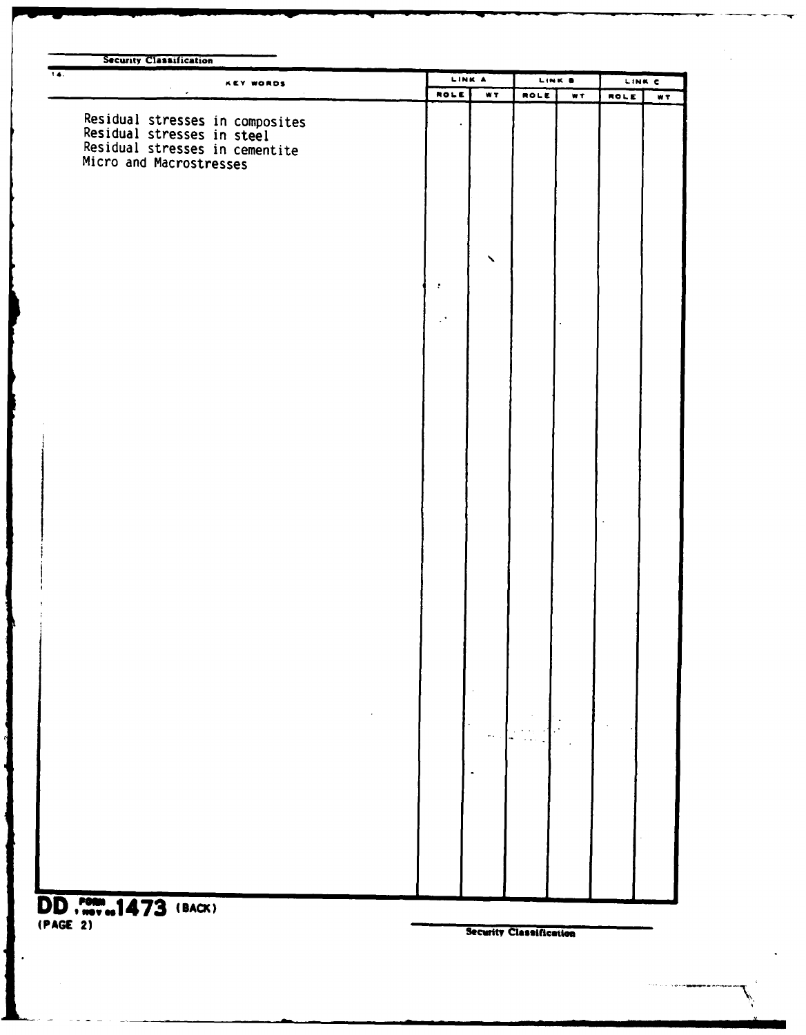Security Classification

| 14. KEY WORDS | LINK A | | LINK B | | LINK C | |
|---|---|---|---|---|---|---|
| | ROLE | WT | ROLE | WT | ROLE | WT |
| Residual stresses in composites | | | | | | |
| Residual stresses in steel | | | | | | |
| Residual stresses in cementite | | | | | | |
| Micro and Macrostresses | | | | | | |

DD FORM 1 NOV 65 1473 (BACK)
(PAGE 2)

Security Classification